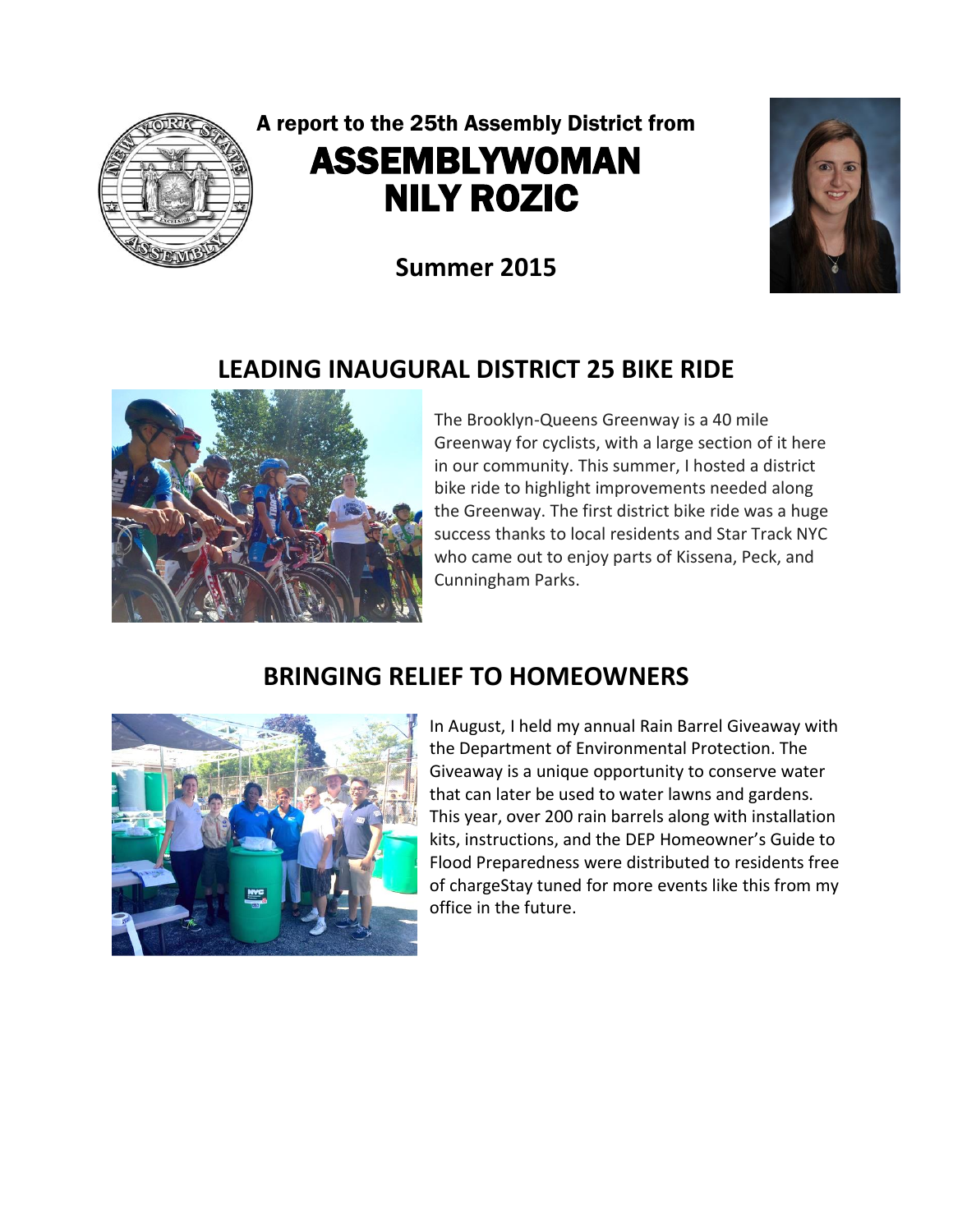A report to the 25th Assembly District from

# ASSEMBLYWOMAN NILY ROZIC

**Summer 2015**

## LEADING INAUGURAL DISTRICT 25 BIKE RIDE

The Brooklyn-Queens Greenway is a 40 mile Greenway for cyclists, with a large section of it here in our community. This summer, I hosted a district bike ride to highlight improvements needed along the Greenway. The first district bike ride was a huge success thanks to local residents and Star Track NYC who came out to enjoy parts of Kissena, Peck, and Cunningham Parks.

## BRINGING RELIEF TO HOMEOWNERS

In August, I held my annual Rain Barrel Giveaway with the Department of Environmental Protection. The Giveaway is a unique opportunity to conserve water that can later be used to water lawns and gardens. This year, over 200 rain barrels along with installation kits, instructions, and the DEP Homeowner's Guide to Flood Preparedness were distributed to residents free of chargeStay tuned for more events like this from my office in the future.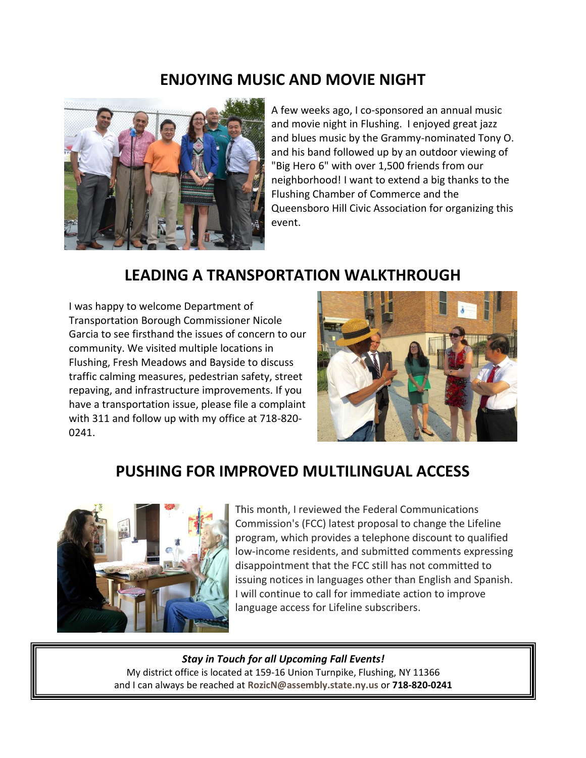## ENJOYING MUSIC AND MOVIE NIGHT

A few weeks ago, I co-sponsored an annual music and movie night in Flushing. I enjoyed great jazz and blues music by the Grammy-nominated Tony O. and his band followed up by an outdoor viewing of "Big Hero 6" with over 1,500 friends from our neighborhood! I want to extend a big thanks to the Flushing Chamber of Commerce and the Queensboro Hill Civic Association for organizing this event.

## LEADING A TRANSPORTATION WALKTHROUGH

I was happy to welcome Department of Transportation Borough Commissioner Nicole Garcia to see firsthand the issues of concern to our community. We visited multiple locations in Flushing, Fresh Meadows and Bayside to discuss traffic calming measures, pedestrian safety, street repaving, and infrastructure improvements. If you have a transportation issue, please file a complaint with 311 and follow up with my office at 718-820-0241.

## PUSHING FOR IMPROVED MULTILINGUAL ACCESS

This month, I reviewed the Federal Communications Commission's (FCC) latest proposal to change the Lifeline program, which provides a telephone discount to qualified low-income residents, and submitted comments expressing disappointment that the FCC still has not committed to issuing notices in languages other than English and Spanish. I will continue to call for immediate action to improve language access for Lifeline subscribers.

***Stay in Touch for all Upcoming Fall Events!***

My district office is located at 159-16 Union Turnpike, Flushing, NY 11366 and I can always be reached at **RozicN@assembly.state.ny.us** or **718-820-0241**